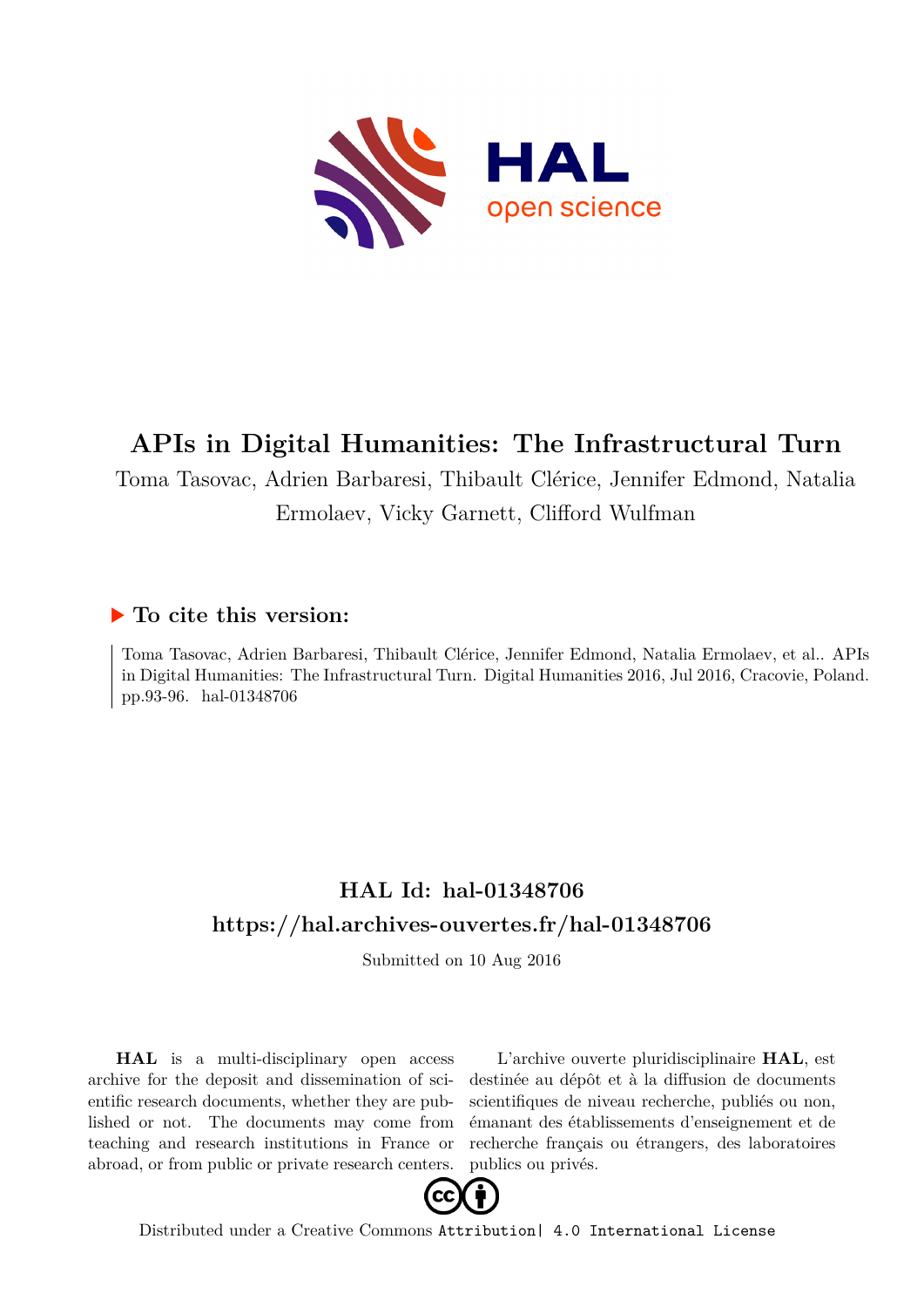# APIs in Digital Humanities: The Infrastructural Turn

Toma Tasovac, Adrien Barbaresi, Thibault Clérice, Jennifer Edmond, Natalia Ermolaev, Vicky Garnett, Clifford Wulfman

## ▶ To cite this version:

Toma Tasovac, Adrien Barbaresi, Thibault Clérice, Jennifer Edmond, Natalia Ermolaev, et al.. APIs in Digital Humanities: The Infrastructural Turn. Digital Humanities 2016, Jul 2016, Cracovie, Poland. pp.93-96. hal-01348706

## HAL Id: hal-01348706

## https://hal.archives-ouvertes.fr/hal-01348706

Submitted on 10 Aug 2016

**HAL** is a multi-disciplinary open access archive for the deposit and dissemination of scientific research documents, whether they are published or not. The documents may come from teaching and research institutions in France or abroad, or from public or private research centers.

L'archive ouverte pluridisciplinaire **HAL**, est destinée au dépôt et à la diffusion de documents scientifiques de niveau recherche, publiés ou non, émanant des établissements d'enseignement et de recherche français ou étrangers, des laboratoires publics ou privés.

Distributed under a Creative Commons Attribution| 4.0 International License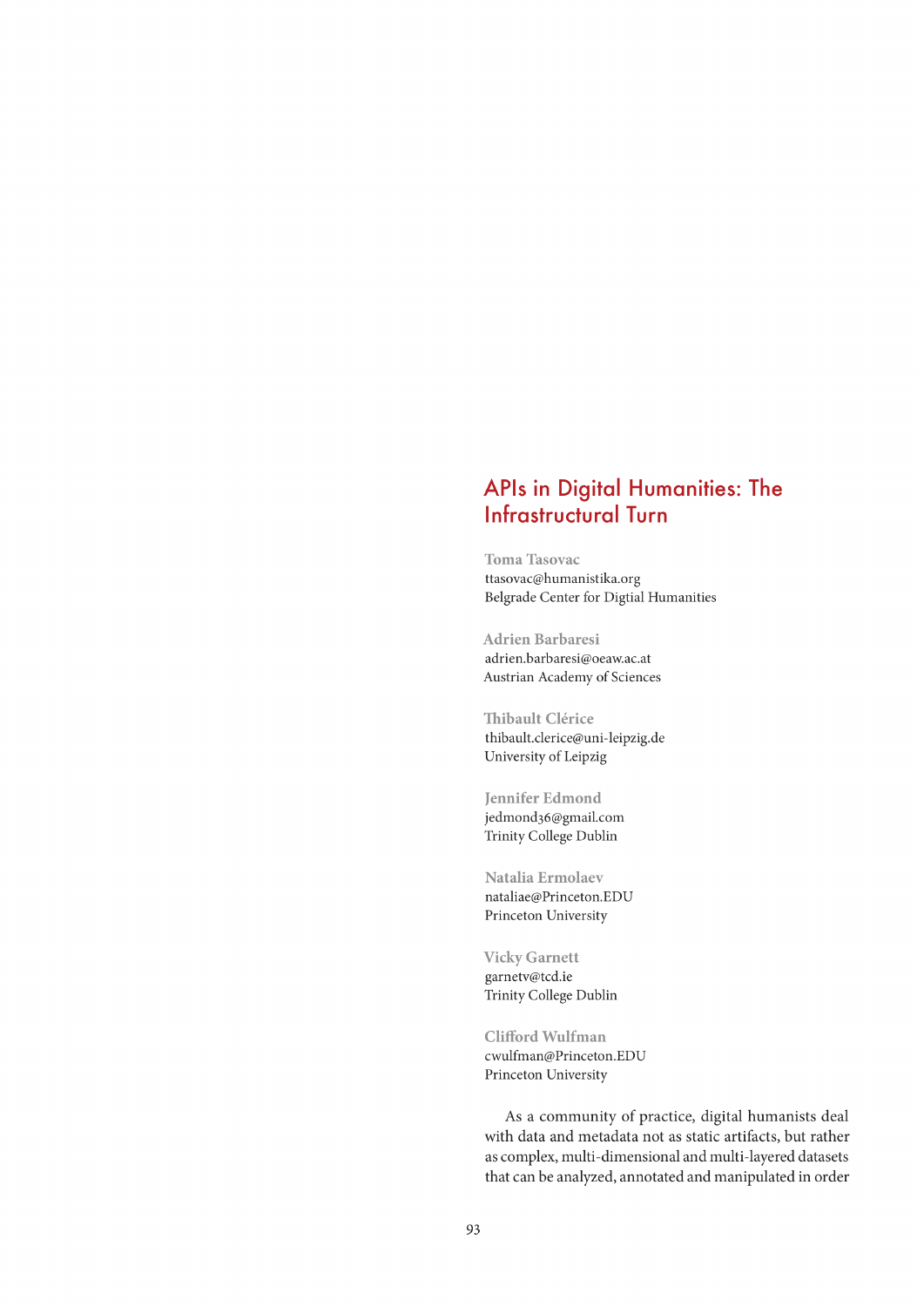# APIs in Digital Humanities: The Infrastructural Turn

**Toma Tasovac**
ttasovac@humanistika.org
Belgrade Center for Digtial Humanities

**Adrien Barbaresi**
adrien.barbaresi@oeaw.ac.at
Austrian Academy of Sciences

**Thibault Clérice**
thibault.clerice@uni-leipzig.de
University of Leipzig

**Jennifer Edmond**
jedmond36@gmail.com
Trinity College Dublin

**Natalia Ermolaev**
nataliae@Princeton.EDU
Princeton University

**Vicky Garnett**
garnetv@tcd.ie
Trinity College Dublin

**Clifford Wulfman**
cwulfman@Princeton.EDU
Princeton University

As a community of practice, digital humanists deal with data and metadata not as static artifacts, but rather as complex, multi-dimensional and multi-layered datasets that can be analyzed, annotated and manipulated in order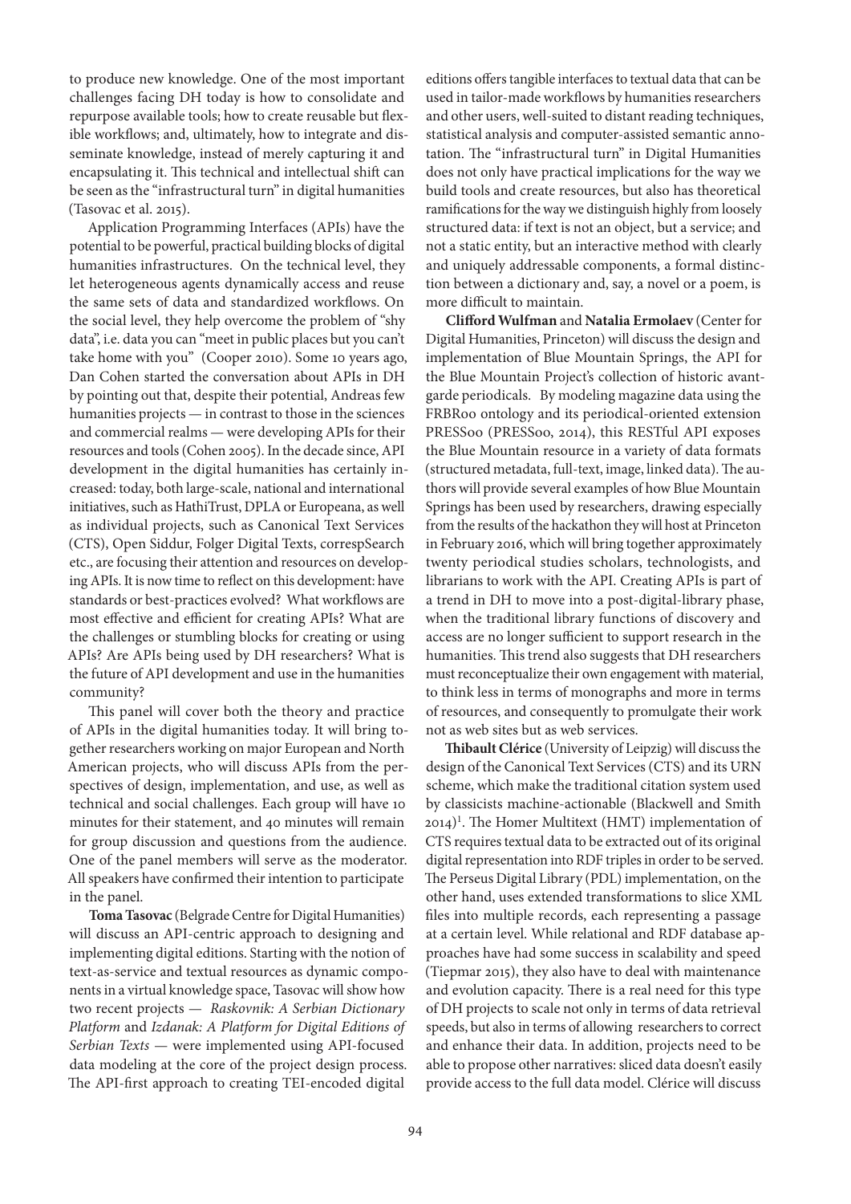to produce new knowledge. One of the most important challenges facing DH today is how to consolidate and repurpose available tools; how to create reusable but flexible workflows; and, ultimately, how to integrate and disseminate knowledge, instead of merely capturing it and encapsulating it. This technical and intellectual shift can be seen as the "infrastructural turn" in digital humanities (Tasovac et al. 2015).

Application Programming Interfaces (APIs) have the potential to be powerful, practical building blocks of digital humanities infrastructures. On the technical level, they let heterogeneous agents dynamically access and reuse the same sets of data and standardized workflows. On the social level, they help overcome the problem of "shy data", i.e. data you can "meet in public places but you can't take home with you" (Cooper 2010). Some 10 years ago, Dan Cohen started the conversation about APIs in DH by pointing out that, despite their potential, Andreas few humanities projects — in contrast to those in the sciences and commercial realms — were developing APIs for their resources and tools (Cohen 2005). In the decade since, API development in the digital humanities has certainly increased: today, both large-scale, national and international initiatives, such as HathiTrust, DPLA or Europeana, as well as individual projects, such as Canonical Text Services (CTS), Open Siddur, Folger Digital Texts, correspSearch etc., are focusing their attention and resources on developing APIs. It is now time to reflect on this development: have standards or best-practices evolved? What workflows are most effective and efficient for creating APIs? What are the challenges or stumbling blocks for creating or using APIs? Are APIs being used by DH researchers? What is the future of API development and use in the humanities community?

This panel will cover both the theory and practice of APIs in the digital humanities today. It will bring together researchers working on major European and North American projects, who will discuss APIs from the perspectives of design, implementation, and use, as well as technical and social challenges. Each group will have 10 minutes for their statement, and 40 minutes will remain for group discussion and questions from the audience. One of the panel members will serve as the moderator. All speakers have confirmed their intention to participate in the panel.

**Toma Tasovac** (Belgrade Centre for Digital Humanities) will discuss an API-centric approach to designing and implementing digital editions. Starting with the notion of text-as-service and textual resources as dynamic components in a virtual knowledge space, Tasovac will show how two recent projects — *Raskovnik: A Serbian Dictionary Platform* and *Izdanak: A Platform for Digital Editions of Serbian Texts* — were implemented using API-focused data modeling at the core of the project design process. The API-first approach to creating TEI-encoded digital editions offers tangible interfaces to textual data that can be used in tailor-made workflows by humanities researchers and other users, well-suited to distant reading techniques, statistical analysis and computer-assisted semantic annotation. The "infrastructural turn" in Digital Humanities does not only have practical implications for the way we build tools and create resources, but also has theoretical ramifications for the way we distinguish highly from loosely structured data: if text is not an object, but a service; and not a static entity, but an interactive method with clearly and uniquely addressable components, a formal distinction between a dictionary and, say, a novel or a poem, is more difficult to maintain.

**Clifford Wulfman** and **Natalia Ermolaev** (Center for Digital Humanities, Princeton) will discuss the design and implementation of Blue Mountain Springs, the API for the Blue Mountain Project's collection of historic avant-garde periodicals. By modeling magazine data using the FRBRoo ontology and its periodical-oriented extension PRESSoo (PRESSoo, 2014), this RESTful API exposes the Blue Mountain resource in a variety of data formats (structured metadata, full-text, image, linked data). The authors will provide several examples of how Blue Mountain Springs has been used by researchers, drawing especially from the results of the hackathon they will host at Princeton in February 2016, which will bring together approximately twenty periodical studies scholars, technologists, and librarians to work with the API. Creating APIs is part of a trend in DH to move into a post-digital-library phase, when the traditional library functions of discovery and access are no longer sufficient to support research in the humanities. This trend also suggests that DH researchers must reconceptualize their own engagement with material, to think less in terms of monographs and more in terms of resources, and consequently to promulgate their work not as web sites but as web services.

**Thibault Clérice** (University of Leipzig) will discuss the design of the Canonical Text Services (CTS) and its URN scheme, which make the traditional citation system used by classicists machine-actionable (Blackwell and Smith 2014)[1]. The Homer Multitext (HMT) implementation of CTS requires textual data to be extracted out of its original digital representation into RDF triples in order to be served. The Perseus Digital Library (PDL) implementation, on the other hand, uses extended transformations to slice XML files into multiple records, each representing a passage at a certain level. While relational and RDF database approaches have had some success in scalability and speed (Tiepmar 2015), they also have to deal with maintenance and evolution capacity. There is a real need for this type of DH projects to scale not only in terms of data retrieval speeds, but also in terms of allowing researchers to correct and enhance their data. In addition, projects need to be able to propose other narratives: sliced data doesn't easily provide access to the full data model. Clérice will discuss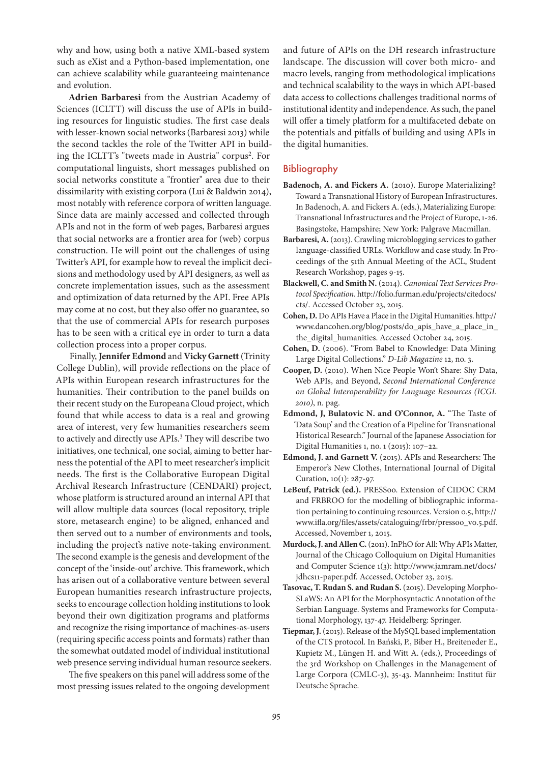why and how, using both a native XML-based system such as eXist and a Python-based implementation, one can achieve scalability while guaranteeing maintenance and evolution.

**Adrien Barbaresi** from the Austrian Academy of Sciences (ICLTT) will discuss the use of APIs in building resources for linguistic studies. The first case deals with lesser-known social networks (Barbaresi 2013) while the second tackles the role of the Twitter API in building the ICLTT's "tweets made in Austria" corpus[2]. For computational linguists, short messages published on social networks constitute a "frontier" area due to their dissimilarity with existing corpora (Lui & Baldwin 2014), most notably with reference corpora of written language. Since data are mainly accessed and collected through APIs and not in the form of web pages, Barbaresi argues that social networks are a frontier area for (web) corpus construction. He will point out the challenges of using Twitter's API, for example how to reveal the implicit decisions and methodology used by API designers, as well as concrete implementation issues, such as the assessment and optimization of data returned by the API. Free APIs may come at no cost, but they also offer no guarantee, so that the use of commercial APIs for research purposes has to be seen with a critical eye in order to turn a data collection process into a proper corpus.

Finally, **Jennifer Edmond** and **Vicky Garnett** (Trinity College Dublin), will provide reflections on the place of APIs within European research infrastructures for the humanities. Their contribution to the panel builds on their recent study on the Europeana Cloud project, which found that while access to data is a real and growing area of interest, very few humanities researchers seem to actively and directly use APIs.[3] They will describe two initiatives, one technical, one social, aiming to better harness the potential of the API to meet researcher's implicit needs. The first is the Collaborative European Digital Archival Research Infrastructure (CENDARI) project, whose platform is structured around an internal API that will allow multiple data sources (local repository, triple store, metasearch engine) to be aligned, enhanced and then served out to a number of environments and tools, including the project's native note-taking environment. The second example is the genesis and development of the concept of the 'inside-out' archive. This framework, which has arisen out of a collaborative venture between several European humanities research infrastructure projects, seeks to encourage collection holding institutions to look beyond their own digitization programs and platforms and recognize the rising importance of machines-as-users (requiring specific access points and formats) rather than the somewhat outdated model of individual institutional web presence serving individual human resource seekers.

The five speakers on this panel will address some of the most pressing issues related to the ongoing development and future of APIs on the DH research infrastructure landscape. The discussion will cover both micro- and macro levels, ranging from methodological implications and technical scalability to the ways in which API-based data access to collections challenges traditional norms of institutional identity and independence. As such, the panel will offer a timely platform for a multifaceted debate on the potentials and pitfalls of building and using APIs in the digital humanities.

## Bibliography

**Badenoch, A. and Fickers A.** (2010). Europe Materializing? Toward a Transnational History of European Infrastructures. In Badenoch, A. and Fickers A. (eds.), Materializing Europe: Transnational Infrastructures and the Project of Europe, 1-26. Basingstoke, Hampshire; New York: Palgrave Macmillan.

**Barbaresi, A.** (2013). Crawling microblogging services to gather language-classified URLs. Workflow and case study. In Proceedings of the 51th Annual Meeting of the ACL, Student Research Workshop, pages 9-15.

**Blackwell, C. and Smith N.** (2014). *Canonical Text Services Protocol Specification*. http://folio.furman.edu/projects/citedocs/cts/. Accessed October 23, 2015.

**Cohen, D.** Do APIs Have a Place in the Digital Humanities. http://www.dancohen.org/blog/posts/do_apis_have_a_place_in_the_digital_humanities. Accessed October 24, 2015.

**Cohen, D.** (2006). "From Babel to Knowledge: Data Mining Large Digital Collections." *D-Lib Magazine* 12, no. 3.

**Cooper, D.** (2010). When Nice People Won't Share: Shy Data, Web APIs, and Beyond, *Second International Conference on Global Interoperability for Language Resources (ICGL 2010)*, n. pag.

**Edmond, J, Bulatovic N. and O'Connor, A.** "The Taste of 'Data Soup' and the Creation of a Pipeline for Transnational Historical Research." Journal of the Japanese Association for Digital Humanities 1, no. 1 (2015): 107–22.

**Edmond, J. and Garnett V.** (2015). APIs and Researchers: The Emperor's New Clothes, International Journal of Digital Curation, 10(1): 287-97.

**LeBeuf, Patrick (ed.).** PRESSoo. Extension of CIDOC CRM and FRBROO for the modelling of bibliographic information pertaining to continuing resources. Version 0.5, http://www.ifla.org/files/assets/cataloguing/frbr/pressoo_v0.5.pdf. Accessed, November 1, 2015.

**Murdock, J. and Allen C.** (2011). InPhO for All: Why APIs Matter, Journal of the Chicago Colloquium on Digital Humanities and Computer Science 1(3): http://www.jamram.net/docs/jdhcs11-paper.pdf. Accessed, October 23, 2015.

**Tasovac, T. Rudan S. and Rudan S.** (2015). Developing Morpho-SLaWS: An API for the Morphosyntactic Annotation of the Serbian Language. Systems and Frameworks for Computational Morphology, 137-47. Heidelberg: Springer.

**Tiepmar, J.** (2015). Release of the MySQL based implementation of the CTS protocol. In Bański, P., Biber H., Breiteneder E., Kupietz M., Lüngen H. and Witt A. (eds.), Proceedings of the 3rd Workshop on Challenges in the Management of Large Corpora (CMLC-3), 35-43. Mannheim: Institut für Deutsche Sprache.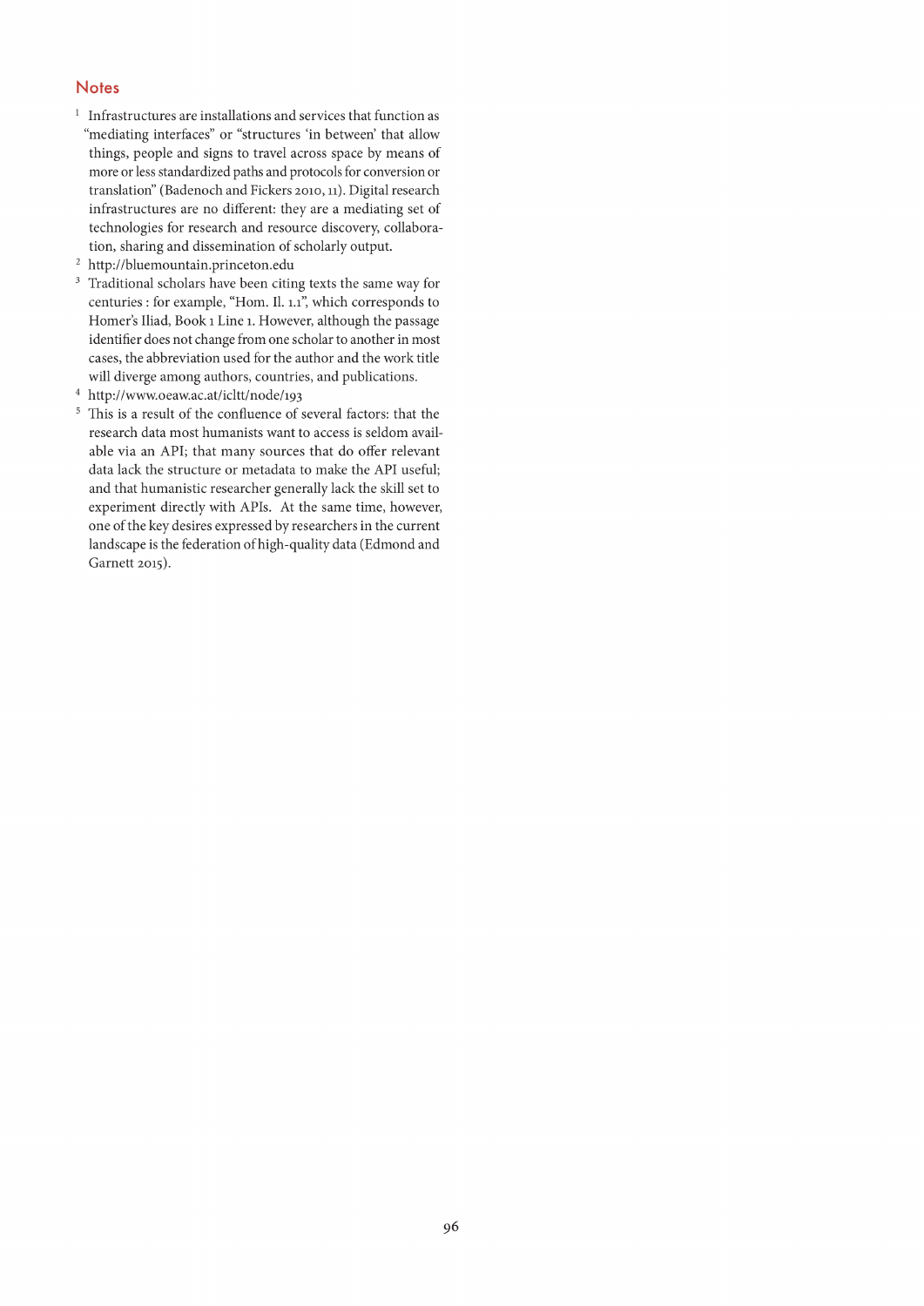## Notes

1. Infrastructures are installations and services that function as "mediating interfaces" or "structures 'in between' that allow things, people and signs to travel across space by means of more or less standardized paths and protocols for conversion or translation" (Badenoch and Fickers 2010, 11). Digital research infrastructures are no different: they are a mediating set of technologies for research and resource discovery, collaboration, sharing and dissemination of scholarly output.
2. http://bluemountain.princeton.edu
3. Traditional scholars have been citing texts the same way for centuries : for example, "Hom. Il. 1.1", which corresponds to Homer's Iliad, Book 1 Line 1. However, although the passage identifier does not change from one scholar to another in most cases, the abbreviation used for the author and the work title will diverge among authors, countries, and publications.
4. http://www.oeaw.ac.at/icltt/node/193
5. This is a result of the confluence of several factors: that the research data most humanists want to access is seldom available via an API; that many sources that do offer relevant data lack the structure or metadata to make the API useful; and that humanistic researcher generally lack the skill set to experiment directly with APIs. At the same time, however, one of the key desires expressed by researchers in the current landscape is the federation of high-quality data (Edmond and Garnett 2015).